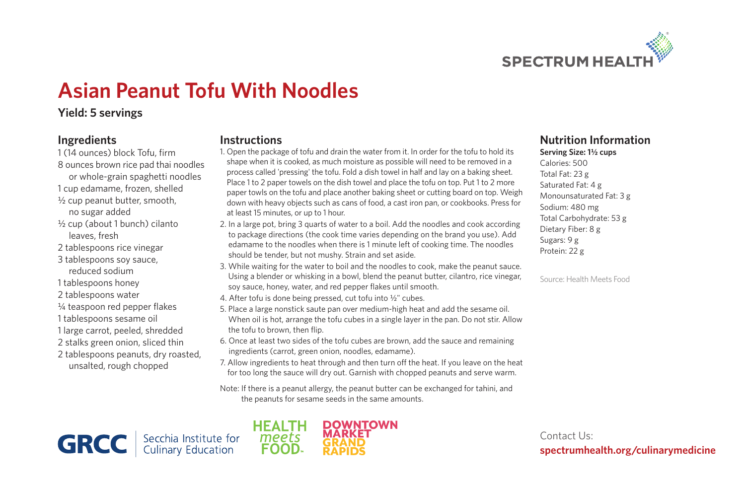SPECTRUM HEALTH

# Asian Peanut Tofu With Noodles

**Yield: 5 servings**

## Ingredients

- 1 (14 ounces) block Tofu, firm
- 8 ounces brown rice pad thai noodles or whole-grain spaghetti noodles
- 1 cup edamame, frozen, shelled
- ½ cup peanut butter, smooth, no sugar added
- ½ cup (about 1 bunch) cilanto leaves, fresh
- 2 tablespoons rice vinegar
- 3 tablespoons soy sauce, reduced sodium
- 1 tablespoons honey
- 2 tablespoons water
- ¼ teaspoon red pepper flakes
- 1 tablespoons sesame oil
- 1 large carrot, peeled, shredded
- 2 stalks green onion, sliced thin
- 2 tablespoons peanuts, dry roasted, unsalted, rough chopped

## Instructions

1. Open the package of tofu and drain the water from it. In order for the tofu to hold its shape when it is cooked, as much moisture as possible will need to be removed in a process called 'pressing' the tofu. Fold a dish towel in half and lay on a baking sheet. Place 1 to 2 paper towels on the dish towel and place the tofu on top. Put 1 to 2 more paper towls on the tofu and place another baking sheet or cutting board on top. Weigh down with heavy objects such as cans of food, a cast iron pan, or cookbooks. Press for at least 15 minutes, or up to 1 hour.
2. In a large pot, bring 3 quarts of water to a boil. Add the noodles and cook according to package directions (the cook time varies depending on the brand you use). Add edamame to the noodles when there is 1 minute left of cooking time. The noodles should be tender, but not mushy. Strain and set aside.
3. While waiting for the water to boil and the noodles to cook, make the peanut sauce. Using a blender or whisking in a bowl, blend the peanut butter, cilantro, rice vinegar, soy sauce, honey, water, and red pepper flakes until smooth.
4. After tofu is done being pressed, cut tofu into ½" cubes.
5. Place a large nonstick saute pan over medium-high heat and add the sesame oil. When oil is hot, arrange the tofu cubes in a single layer in the pan. Do not stir. Allow the tofu to brown, then flip.
6. Once at least two sides of the tofu cubes are brown, add the sauce and remaining ingredients (carrot, green onion, noodles, edamame).
7. Allow ingredients to heat through and then turn off the heat. If you leave on the heat for too long the sauce will dry out. Garnish with chopped peanuts and serve warm.

Note: If there is a peanut allergy, the peanut butter can be exchanged for tahini, and the peanuts for sesame seeds in the same amounts.

## Nutrition Information

**Serving Size: 1½ cups**

Calories: 500
Total Fat: 23 g
Saturated Fat: 4 g
Monounsaturated Fat: 3 g
Sodium: 480 mg
Total Carbohydrate: 53 g
Dietary Fiber: 8 g
Sugars: 9 g
Protein: 22 g

Source: Health Meets Food

GRCC | Secchia Institute for Culinary Education

HEALTH meets FOOD

DOWNTOWN MARKET GRAND RAPIDS

Contact Us:
**spectrumhealth.org/culinarymedicine**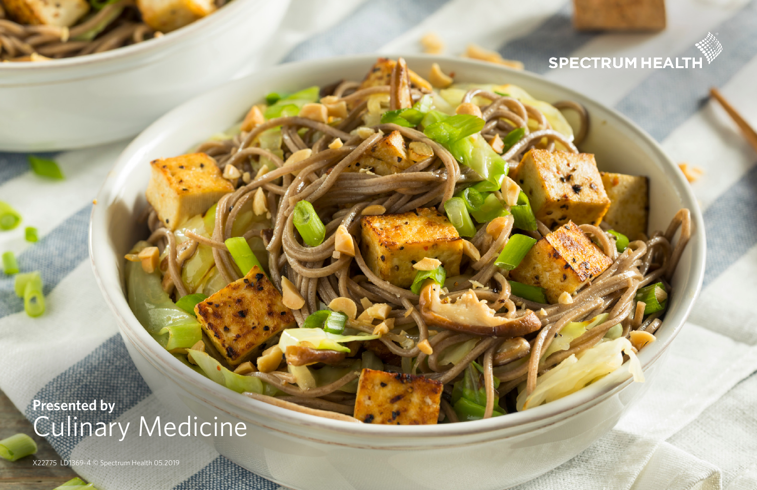SPECTRUM HEALTH

Presented by
Culinary Medicine

X22775 LD1369-4 © Spectrum Health 05.2019